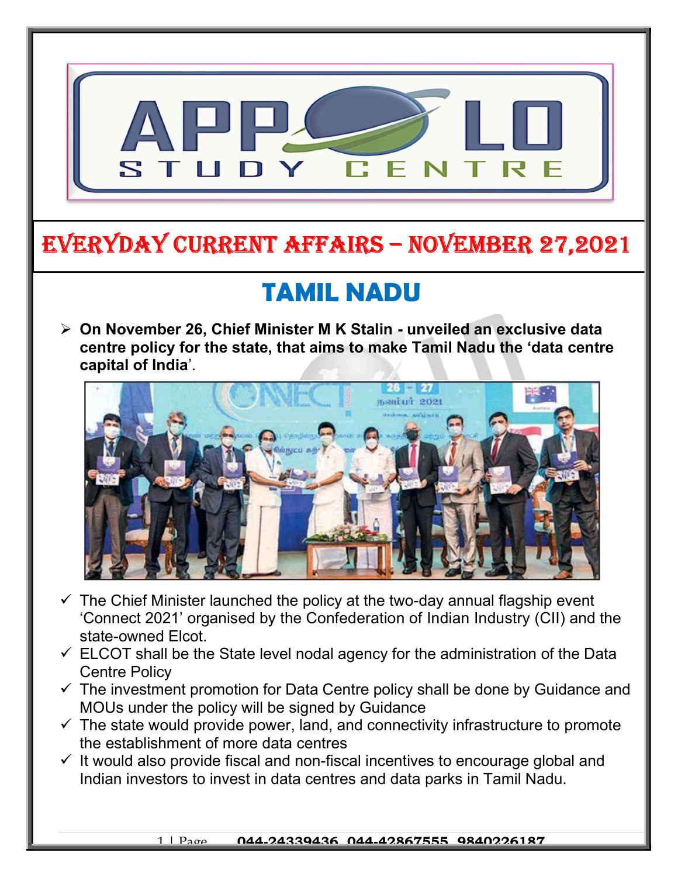# EVERYDAY CURRENT AFFAIRS – NOVEMBER 27,2021

## TAMIL NADU

- **On November 26, Chief Minister M K Stalin - unveiled an exclusive data centre policy for the state, that aims to make Tamil Nadu the 'data centre capital of India'**.

  - ✓ The Chief Minister launched the policy at the two-day annual flagship event 'Connect 2021' organised by the Confederation of Indian Industry (CII) and the state-owned Elcot.
  - ✓ ELCOT shall be the State level nodal agency for the administration of the Data Centre Policy
  - ✓ The investment promotion for Data Centre policy shall be done by Guidance and MOUs under the policy will be signed by Guidance
  - ✓ The state would provide power, land, and connectivity infrastructure to promote the establishment of more data centres
  - ✓ It would also provide fiscal and non-fiscal incentives to encourage global and Indian investors to invest in data centres and data parks in Tamil Nadu.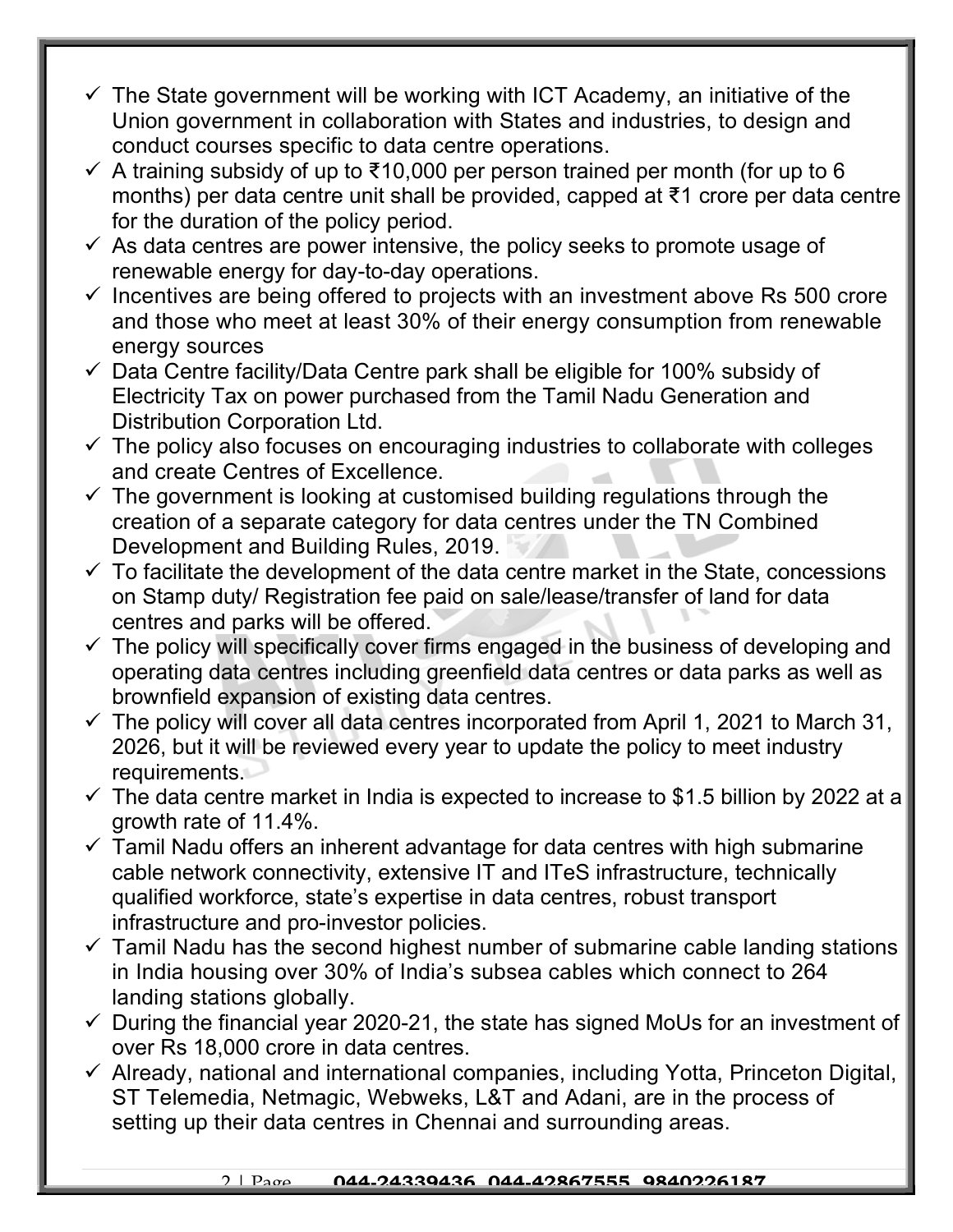- ✓ The State government will be working with ICT Academy, an initiative of the Union government in collaboration with States and industries, to design and conduct courses specific to data centre operations.
- ✓ A training subsidy of up to ₹10,000 per person trained per month (for up to 6 months) per data centre unit shall be provided, capped at ₹1 crore per data centre for the duration of the policy period.
- ✓ As data centres are power intensive, the policy seeks to promote usage of renewable energy for day-to-day operations.
- ✓ Incentives are being offered to projects with an investment above Rs 500 crore and those who meet at least 30% of their energy consumption from renewable energy sources
- ✓ Data Centre facility/Data Centre park shall be eligible for 100% subsidy of Electricity Tax on power purchased from the Tamil Nadu Generation and Distribution Corporation Ltd.
- ✓ The policy also focuses on encouraging industries to collaborate with colleges and create Centres of Excellence.
- ✓ The government is looking at customised building regulations through the creation of a separate category for data centres under the TN Combined Development and Building Rules, 2019.
- ✓ To facilitate the development of the data centre market in the State, concessions on Stamp duty/ Registration fee paid on sale/lease/transfer of land for data centres and parks will be offered.
- ✓ The policy will specifically cover firms engaged in the business of developing and operating data centres including greenfield data centres or data parks as well as brownfield expansion of existing data centres.
- ✓ The policy will cover all data centres incorporated from April 1, 2021 to March 31, 2026, but it will be reviewed every year to update the policy to meet industry requirements.
- ✓ The data centre market in India is expected to increase to $1.5 billion by 2022 at a growth rate of 11.4%.
- ✓ Tamil Nadu offers an inherent advantage for data centres with high submarine cable network connectivity, extensive IT and ITeS infrastructure, technically qualified workforce, state's expertise in data centres, robust transport infrastructure and pro-investor policies.
- ✓ Tamil Nadu has the second highest number of submarine cable landing stations in India housing over 30% of India's subsea cables which connect to 264 landing stations globally.
- ✓ During the financial year 2020-21, the state has signed MoUs for an investment of over Rs 18,000 crore in data centres.
- ✓ Already, national and international companies, including Yotta, Princeton Digital, ST Telemedia, Netmagic, Webweks, L&T and Adani, are in the process of setting up their data centres in Chennai and surrounding areas.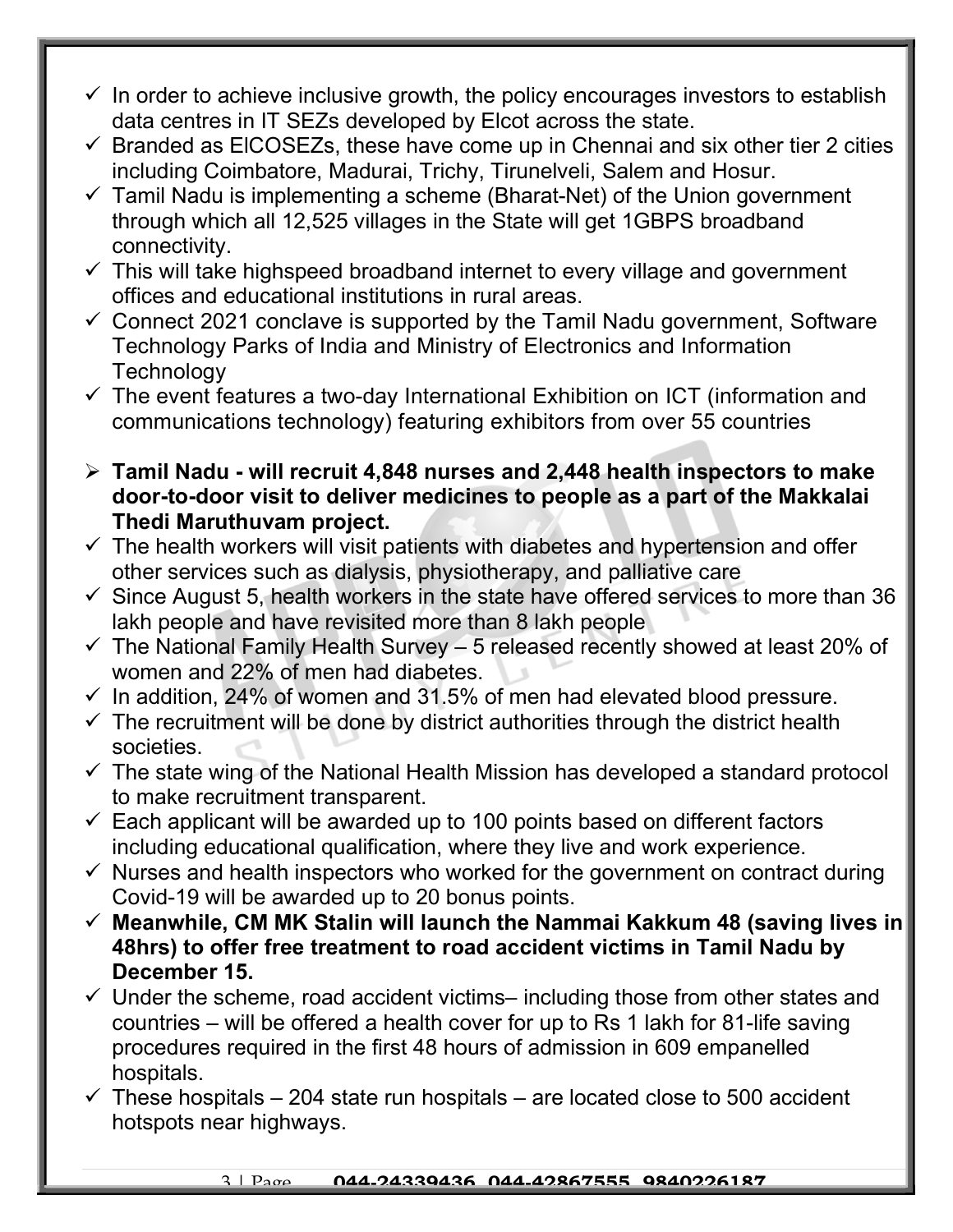- ✓ In order to achieve inclusive growth, the policy encourages investors to establish data centres in IT SEZs developed by Elcot across the state.
- ✓ Branded as ElCOSEZs, these have come up in Chennai and six other tier 2 cities including Coimbatore, Madurai, Trichy, Tirunelveli, Salem and Hosur.
- ✓ Tamil Nadu is implementing a scheme (Bharat-Net) of the Union government through which all 12,525 villages in the State will get 1GBPS broadband connectivity.
- ✓ This will take highspeed broadband internet to every village and government offices and educational institutions in rural areas.
- ✓ Connect 2021 conclave is supported by the Tamil Nadu government, Software Technology Parks of India and Ministry of Electronics and Information Technology
- ✓ The event features a two-day International Exhibition on ICT (information and communications technology) featuring exhibitors from over 55 countries

➢ **Tamil Nadu - will recruit 4,848 nurses and 2,448 health inspectors to make door-to-door visit to deliver medicines to people as a part of the Makkalai Thedi Maruthuvam project.**

- ✓ The health workers will visit patients with diabetes and hypertension and offer other services such as dialysis, physiotherapy, and palliative care
- ✓ Since August 5, health workers in the state have offered services to more than 36 lakh people and have revisited more than 8 lakh people
- ✓ The National Family Health Survey – 5 released recently showed at least 20% of women and 22% of men had diabetes.
- ✓ In addition, 24% of women and 31.5% of men had elevated blood pressure.
- ✓ The recruitment will be done by district authorities through the district health societies.
- ✓ The state wing of the National Health Mission has developed a standard protocol to make recruitment transparent.
- ✓ Each applicant will be awarded up to 100 points based on different factors including educational qualification, where they live and work experience.
- ✓ Nurses and health inspectors who worked for the government on contract during Covid-19 will be awarded up to 20 bonus points.
- ✓ **Meanwhile, CM MK Stalin will launch the Nammai Kakkum 48 (saving lives in 48hrs) to offer free treatment to road accident victims in Tamil Nadu by December 15.**
- ✓ Under the scheme, road accident victims– including those from other states and countries – will be offered a health cover for up to Rs 1 lakh for 81-life saving procedures required in the first 48 hours of admission in 609 empanelled hospitals.
- ✓ These hospitals – 204 state run hospitals – are located close to 500 accident hotspots near highways.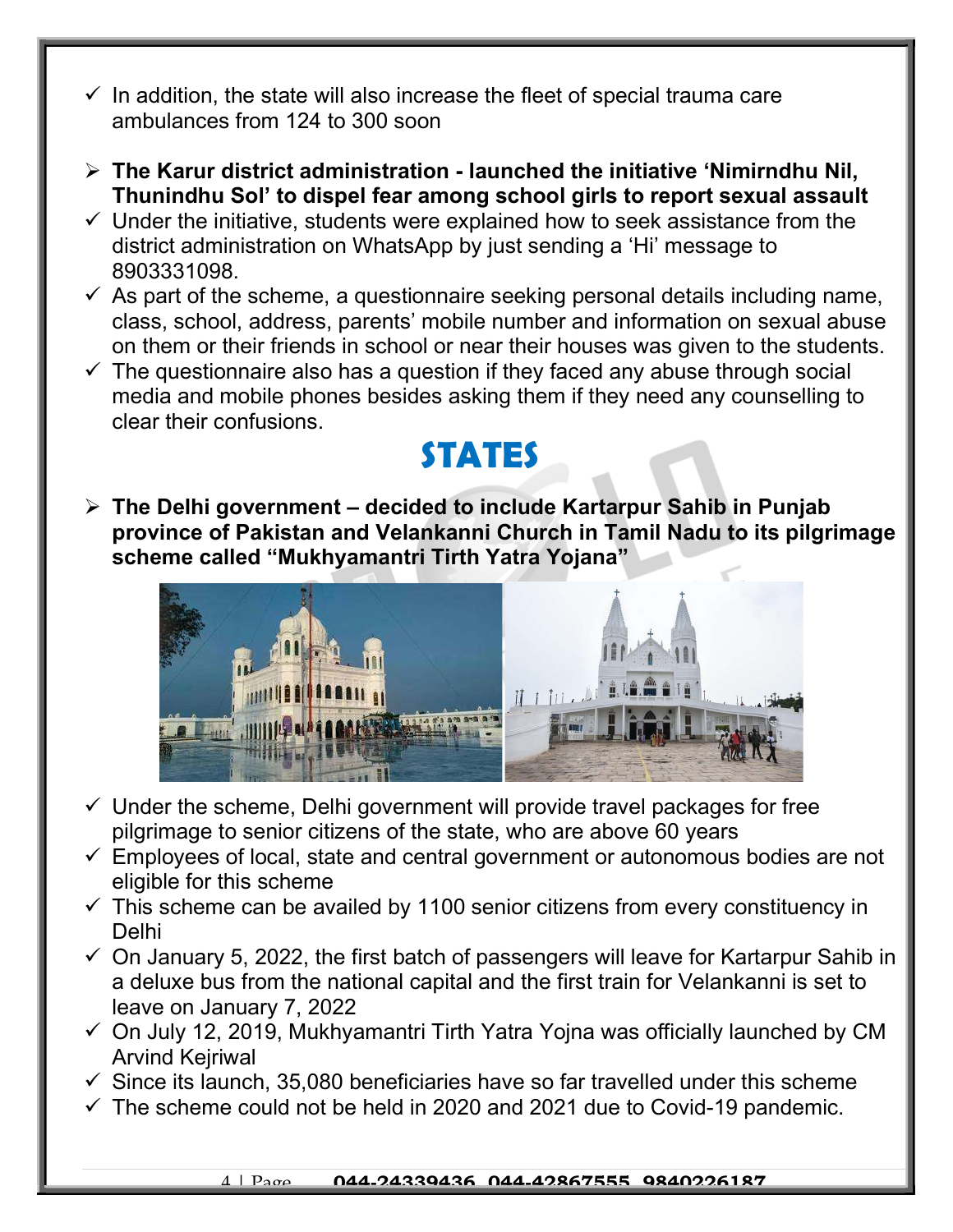- In addition, the state will also increase the fleet of special trauma care ambulances from 124 to 300 soon

- **The Karur district administration - launched the initiative 'Nimirndhu Nil, Thunindhu Sol' to dispel fear among school girls to report sexual assault**
  - Under the initiative, students were explained how to seek assistance from the district administration on WhatsApp by just sending a 'Hi' message to 8903331098.
  - As part of the scheme, a questionnaire seeking personal details including name, class, school, address, parents' mobile number and information on sexual abuse on them or their friends in school or near their houses was given to the students.
  - The questionnaire also has a question if they faced any abuse through social media and mobile phones besides asking them if they need any counselling to clear their confusions.

## STATES

- **The Delhi government – decided to include Kartarpur Sahib in Punjab province of Pakistan and Velankanni Church in Tamil Nadu to its pilgrimage scheme called "Mukhyamantri Tirth Yatra Yojana"**
  - Under the scheme, Delhi government will provide travel packages for free pilgrimage to senior citizens of the state, who are above 60 years
  - Employees of local, state and central government or autonomous bodies are not eligible for this scheme
  - This scheme can be availed by 1100 senior citizens from every constituency in Delhi
  - On January 5, 2022, the first batch of passengers will leave for Kartarpur Sahib in a deluxe bus from the national capital and the first train for Velankanni is set to leave on January 7, 2022
  - On July 12, 2019, Mukhyamantri Tirth Yatra Yojna was officially launched by CM Arvind Kejriwal
  - Since its launch, 35,080 beneficiaries have so far travelled under this scheme
  - The scheme could not be held in 2020 and 2021 due to Covid-19 pandemic.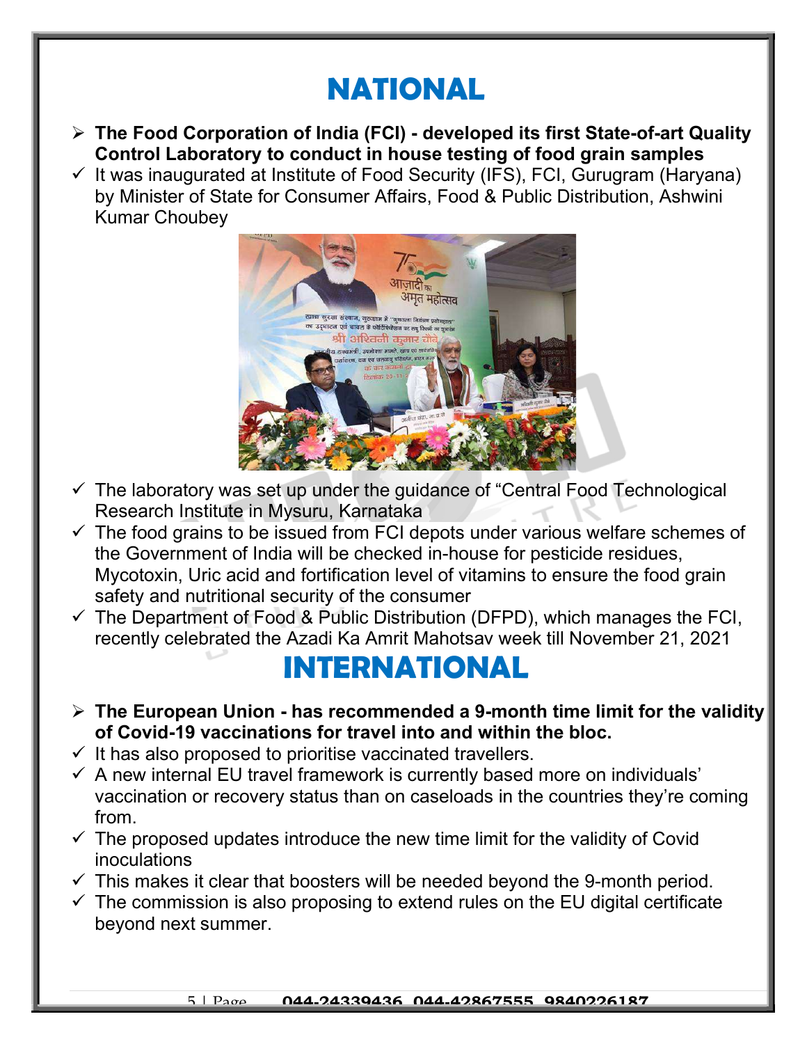# NATIONAL

- **The Food Corporation of India (FCI) - developed its first State-of-art Quality Control Laboratory to conduct in house testing of food grain samples**
- ✓ It was inaugurated at Institute of Food Security (IFS), FCI, Gurugram (Haryana) by Minister of State for Consumer Affairs, Food & Public Distribution, Ashwini Kumar Choubey
- ✓ The laboratory was set up under the guidance of "Central Food Technological Research Institute in Mysuru, Karnataka
- ✓ The food grains to be issued from FCI depots under various welfare schemes of the Government of India will be checked in-house for pesticide residues, Mycotoxin, Uric acid and fortification level of vitamins to ensure the food grain safety and nutritional security of the consumer
- ✓ The Department of Food & Public Distribution (DFPD), which manages the FCI, recently celebrated the Azadi Ka Amrit Mahotsav week till November 21, 2021

# INTERNATIONAL

- **The European Union - has recommended a 9-month time limit for the validity of Covid-19 vaccinations for travel into and within the bloc.**
- ✓ It has also proposed to prioritise vaccinated travellers.
- ✓ A new internal EU travel framework is currently based more on individuals' vaccination or recovery status than on caseloads in the countries they're coming from.
- ✓ The proposed updates introduce the new time limit for the validity of Covid inoculations
- ✓ This makes it clear that boosters will be needed beyond the 9-month period.
- ✓ The commission is also proposing to extend rules on the EU digital certificate beyond next summer.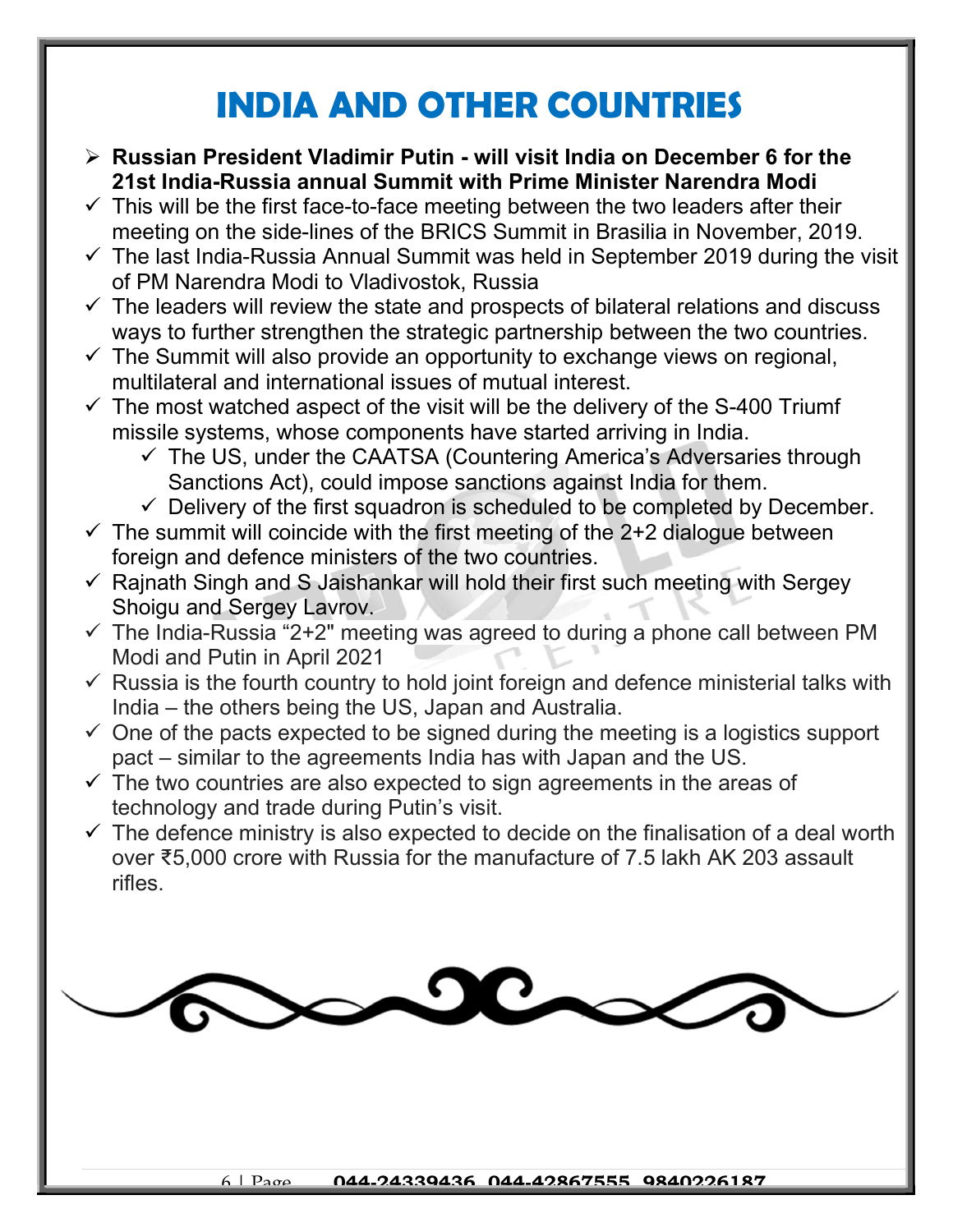# INDIA AND OTHER COUNTRIES

- **Russian President Vladimir Putin - will visit India on December 6 for the 21st India-Russia annual Summit with Prime Minister Narendra Modi**
  - ✓ This will be the first face-to-face meeting between the two leaders after their meeting on the side-lines of the BRICS Summit in Brasilia in November, 2019.
  - ✓ The last India-Russia Annual Summit was held in September 2019 during the visit of PM Narendra Modi to Vladivostok, Russia
  - ✓ The leaders will review the state and prospects of bilateral relations and discuss ways to further strengthen the strategic partnership between the two countries.
  - ✓ The Summit will also provide an opportunity to exchange views on regional, multilateral and international issues of mutual interest.
  - ✓ The most watched aspect of the visit will be the delivery of the S-400 Triumf missile systems, whose components have started arriving in India.
    - ✓ The US, under the CAATSA (Countering America's Adversaries through Sanctions Act), could impose sanctions against India for them.
    - ✓ Delivery of the first squadron is scheduled to be completed by December.
  - ✓ The summit will coincide with the first meeting of the 2+2 dialogue between foreign and defence ministers of the two countries.
  - ✓ Rajnath Singh and S Jaishankar will hold their first such meeting with Sergey Shoigu and Sergey Lavrov.
  - ✓ The India-Russia "2+2" meeting was agreed to during a phone call between PM Modi and Putin in April 2021
  - ✓ Russia is the fourth country to hold joint foreign and defence ministerial talks with India – the others being the US, Japan and Australia.
  - ✓ One of the pacts expected to be signed during the meeting is a logistics support pact – similar to the agreements India has with Japan and the US.
  - ✓ The two countries are also expected to sign agreements in the areas of technology and trade during Putin's visit.
  - ✓ The defence ministry is also expected to decide on the finalisation of a deal worth over ₹5,000 crore with Russia for the manufacture of 7.5 lakh AK 203 assault rifles.